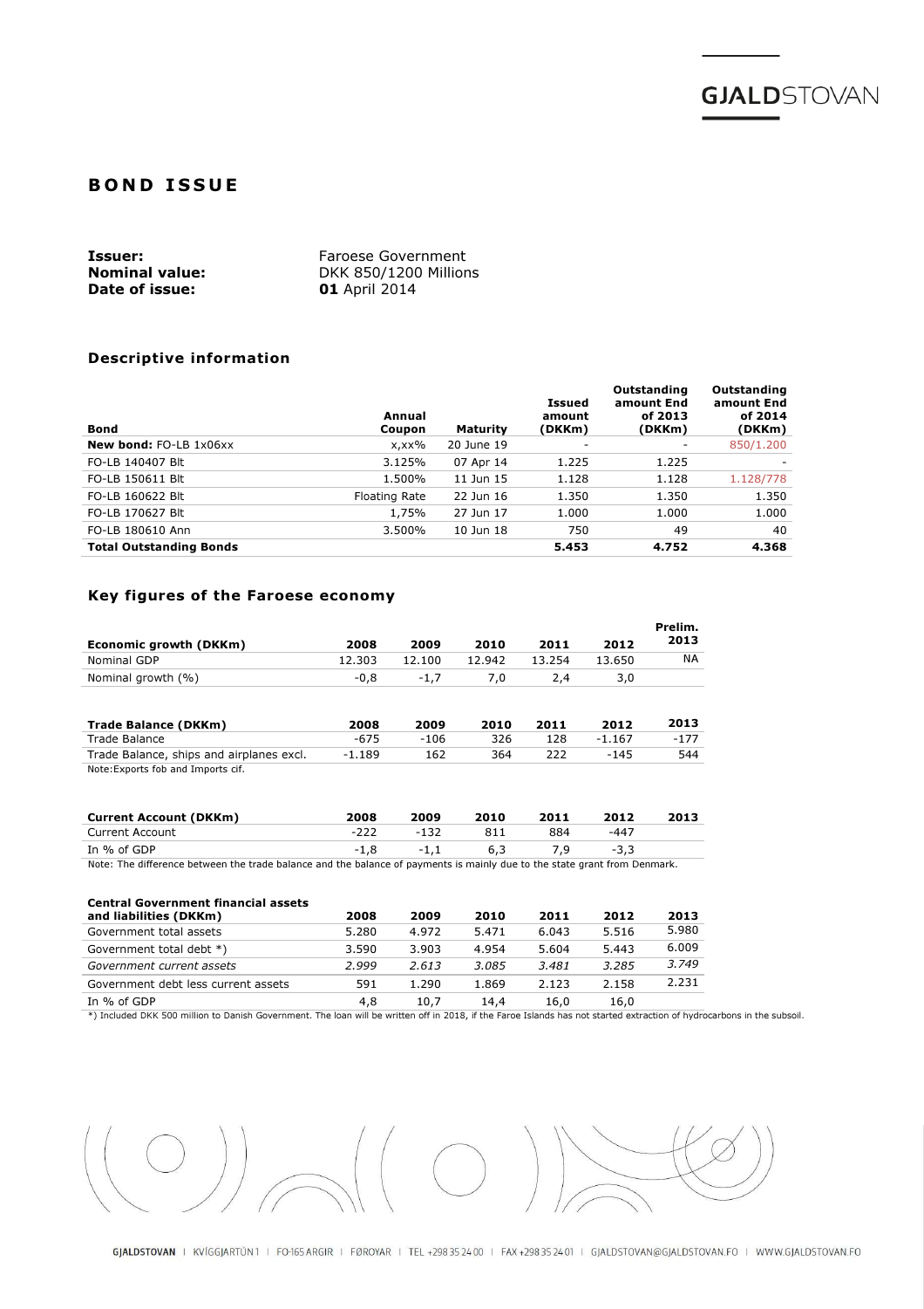# BOND ISSUE

**Issuer:** Faroese Government
**Nominal value:** DKK 850/1200 Millions
**Date of issue:** **01** April 2014

### Descriptive information

| Bond | Annual Coupon | Maturity | Issued amount (DKKm) | Outstanding amount End of 2013 (DKKm) | Outstanding amount End of 2014 (DKKm) |
|---|---|---|---|---|---|
| **New bond:** FO-LB 1x06xx | x,xx% | 20 June 19 | - | - | 850/1.200 |
| FO-LB 140407 Blt | 3.125% | 07 Apr 14 | 1.225 | 1.225 | - |
| FO-LB 150611 Blt | 1.500% | 11 Jun 15 | 1.128 | 1.128 | 1.128/778 |
| FO-LB 160622 Blt | Floating Rate | 22 Jun 16 | 1.350 | 1.350 | 1.350 |
| FO-LB 170627 Blt | 1,75% | 27 Jun 17 | 1.000 | 1.000 | 1.000 |
| FO-LB 180610 Ann | 3.500% | 10 Jun 18 | 750 | 49 | 40 |
| **Total Outstanding Bonds** | | | **5.453** | **4.752** | **4.368** |

### Key figures of the Faroese economy

| Economic growth (DKKm) | 2008 | 2009 | 2010 | 2011 | 2012 | Prelim. 2013 |
|---|---|---|---|---|---|---|
| Nominal GDP | 12.303 | 12.100 | 12.942 | 13.254 | 13.650 | NA |
| Nominal growth (%) | -0,8 | -1,7 | 7,0 | 2,4 | 3,0 | |

| Trade Balance (DKKm) | 2008 | 2009 | 2010 | 2011 | 2012 | 2013 |
|---|---|---|---|---|---|---|
| Trade Balance | -675 | -106 | 326 | 128 | -1.167 | -177 |
| Trade Balance, ships and airplanes excl. | -1.189 | 162 | 364 | 222 | -145 | 544 |

Note: Exports fob and Imports cif.

| Current Account (DKKm) | 2008 | 2009 | 2010 | 2011 | 2012 | 2013 |
|---|---|---|---|---|---|---|
| Current Account | -222 | -132 | 811 | 884 | -447 | |
| In % of GDP | -1,8 | -1,1 | 6,3 | 7,9 | -3,3 | |

Note: The difference between the trade balance and the balance of payments is mainly due to the state grant from Denmark.

| Central Government financial assets and liabilities (DKKm) | 2008 | 2009 | 2010 | 2011 | 2012 | 2013 |
|---|---|---|---|---|---|---|
| Government total assets | 5.280 | 4.972 | 5.471 | 6.043 | 5.516 | 5.980 |
| Government total debt *) | 3.590 | 3.903 | 4.954 | 5.604 | 5.443 | 6.009 |
| *Government current assets* | *2.999* | *2.613* | *3.085* | *3.481* | *3.285* | *3.749* |
| Government debt less current assets | 591 | 1.290 | 1.869 | 2.123 | 2.158 | 2.231 |
| In % of GDP | 4,8 | 10,7 | 14,4 | 16,0 | 16,0 | |

*) Included DKK 500 million to Danish Government. The loan will be written off in 2018, if the Faroe Islands has not started extraction of hydrocarbons in the subsoil.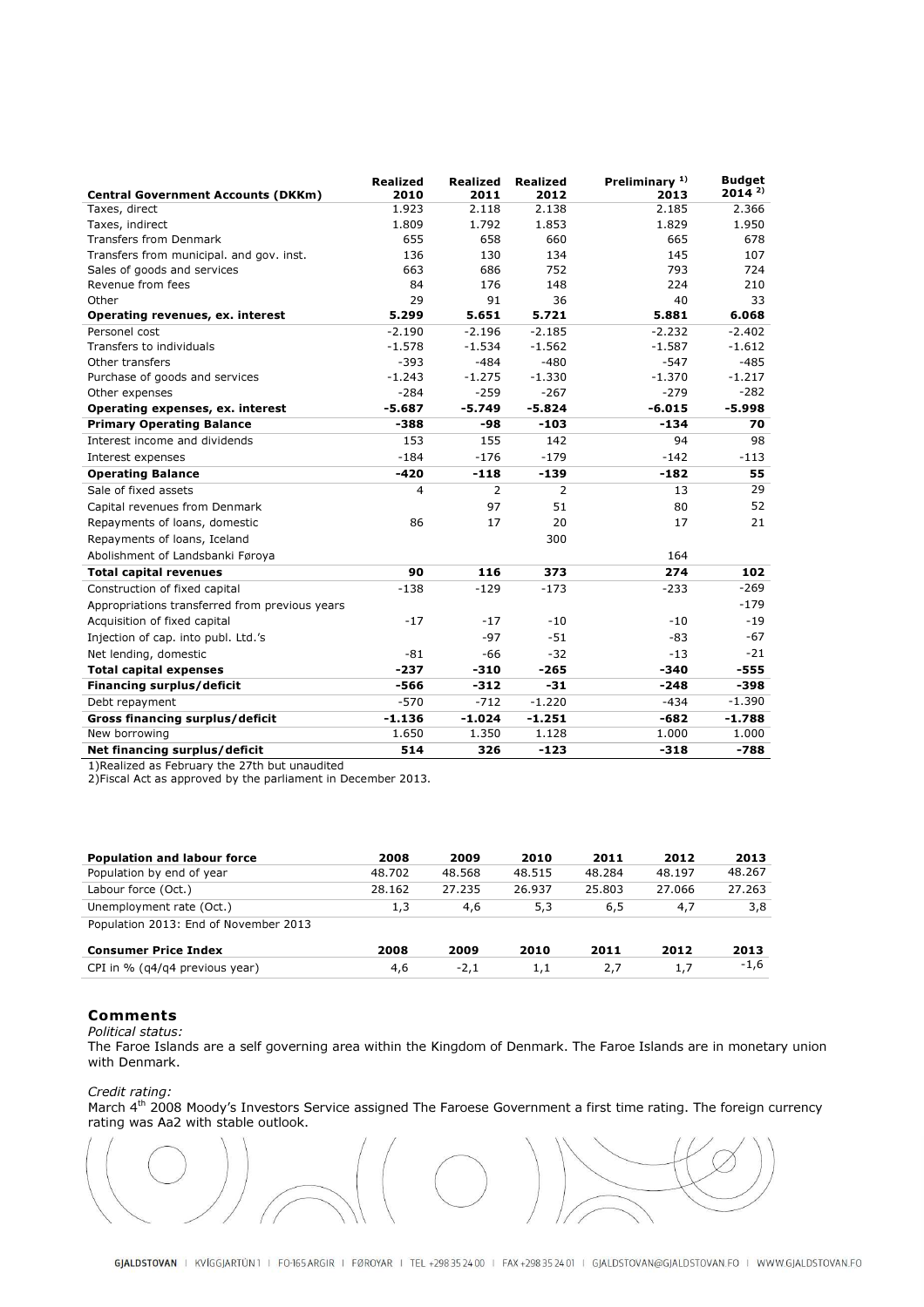| Central Government Accounts (DKKm) | Realized 2010 | Realized 2011 | Realized 2012 | Preliminary [1] 2013 | Budget 2014 [2] |
|---|---|---|---|---|---|
| Taxes, direct | 1.923 | 2.118 | 2.138 | 2.185 | 2.366 |
| Taxes, indirect | 1.809 | 1.792 | 1.853 | 1.829 | 1.950 |
| Transfers from Denmark | 655 | 658 | 660 | 665 | 678 |
| Transfers from municipal. and gov. inst. | 136 | 130 | 134 | 145 | 107 |
| Sales of goods and services | 663 | 686 | 752 | 793 | 724 |
| Revenue from fees | 84 | 176 | 148 | 224 | 210 |
| Other | 29 | 91 | 36 | 40 | 33 |
| **Operating revenues, ex. interest** | **5.299** | **5.651** | **5.721** | **5.881** | **6.068** |
| Personel cost | -2.190 | -2.196 | -2.185 | -2.232 | -2.402 |
| Transfers to individuals | -1.578 | -1.534 | -1.562 | -1.587 | -1.612 |
| Other transfers | -393 | -484 | -480 | -547 | -485 |
| Purchase of goods and services | -1.243 | -1.275 | -1.330 | -1.370 | -1.217 |
| Other expenses | -284 | -259 | -267 | -279 | -282 |
| **Operating expenses, ex. interest** | **-5.687** | **-5.749** | **-5.824** | **-6.015** | **-5.998** |
| **Primary Operating Balance** | **-388** | **-98** | **-103** | **-134** | **70** |
| Interest income and dividends | 153 | 155 | 142 | 94 | 98 |
| Interest expenses | -184 | -176 | -179 | -142 | -113 |
| **Operating Balance** | **-420** | **-118** | **-139** | **-182** | **55** |
| Sale of fixed assets | 4 | 2 | 2 | 13 | 29 |
| Capital revenues from Denmark | | 97 | 51 | 80 | 52 |
| Repayments of loans, domestic | 86 | 17 | 20 | 17 | 21 |
| Repayments of loans, Iceland | | | 300 | | |
| Abolishment of Landsbanki Føroya | | | | 164 | |
| **Total capital revenues** | **90** | **116** | **373** | **274** | **102** |
| Construction of fixed capital | -138 | -129 | -173 | -233 | -269 |
| Appropriations transferred from previous years | | | | | -179 |
| Acquisition of fixed capital | -17 | -17 | -10 | -10 | -19 |
| Injection of cap. into publ. Ltd.'s | | -97 | -51 | -83 | -67 |
| Net lending, domestic | -81 | -66 | -32 | -13 | -21 |
| **Total capital expenses** | **-237** | **-310** | **-265** | **-340** | **-555** |
| **Financing surplus/deficit** | **-566** | **-312** | **-31** | **-248** | **-398** |
| Debt repayment | -570 | -712 | -1.220 | -434 | -1.390 |
| **Gross financing surplus/deficit** | **-1.136** | **-1.024** | **-1.251** | **-682** | **-1.788** |
| New borrowing | 1.650 | 1.350 | 1.128 | 1.000 | 1.000 |
| **Net financing surplus/deficit** | **514** | **326** | **-123** | **-318** | **-788** |

1)Realized as February the 27th but unaudited
2)Fiscal Act as approved by the parliament in December 2013.

| Population and labour force | 2008 | 2009 | 2010 | 2011 | 2012 | 2013 |
|---|---|---|---|---|---|---|
| Population by end of year | 48.702 | 48.568 | 48.515 | 48.284 | 48.197 | 48.267 |
| Labour force (Oct.) | 28.162 | 27.235 | 26.937 | 25.803 | 27.066 | 27.263 |
| Unemployment rate (Oct.) | 1,3 | 4,6 | 5,3 | 6,5 | 4,7 | 3,8 |
| Population 2013: End of November 2013 | | | | | | |

| Consumer Price Index | 2008 | 2009 | 2010 | 2011 | 2012 | 2013 |
|---|---|---|---|---|---|---|
| CPI in % (q4/q4 previous year) | 4,6 | -2,1 | 1,1 | 2,7 | 1,7 | -1,6 |

## Comments

*Political status:*

The Faroe Islands are a self governing area within the Kingdom of Denmark. The Faroe Islands are in monetary union with Denmark.

*Credit rating:*

March 4th 2008 Moody's Investors Service assigned The Faroese Government a first time rating. The foreign currency rating was Aa2 with stable outlook.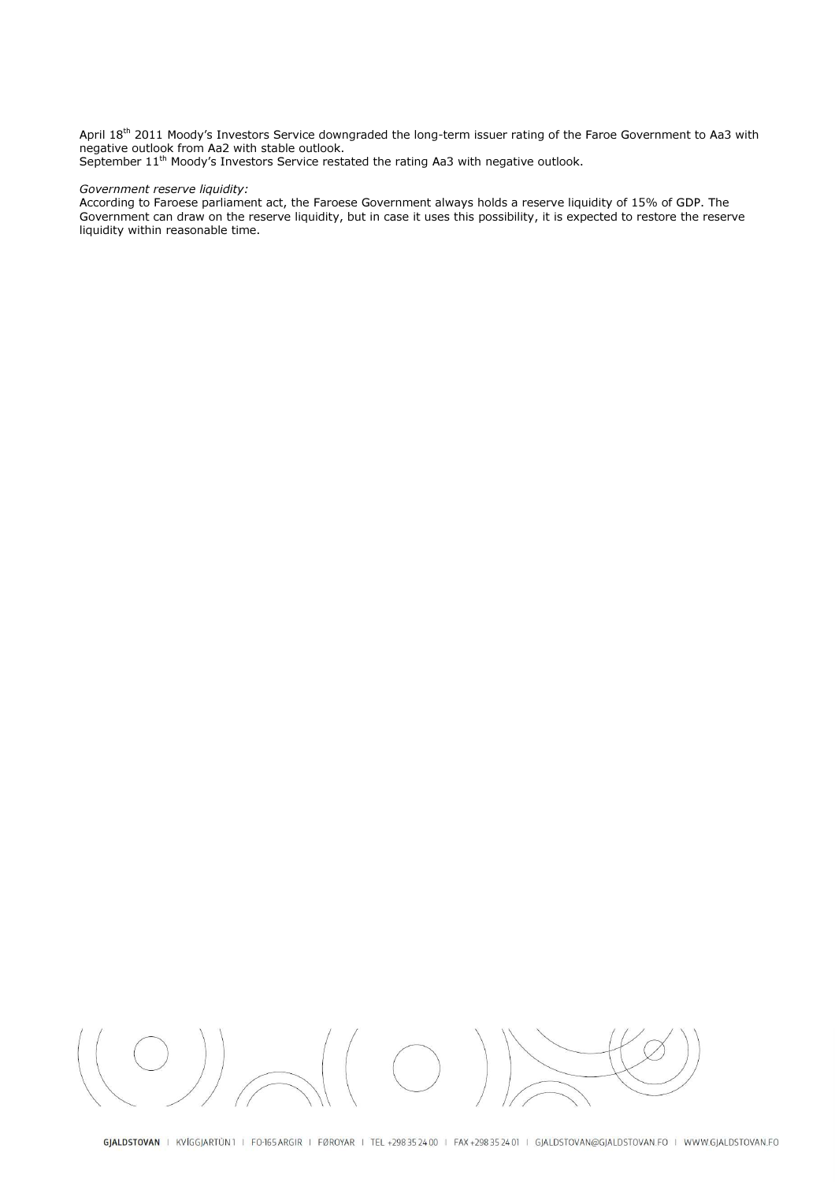April 18th 2011 Moody's Investors Service downgraded the long-term issuer rating of the Faroe Government to Aa3 with negative outlook from Aa2 with stable outlook.
September 11th Moody's Investors Service restated the rating Aa3 with negative outlook.

*Government reserve liquidity:*
According to Faroese parliament act, the Faroese Government always holds a reserve liquidity of 15% of GDP. The Government can draw on the reserve liquidity, but in case it uses this possibility, it is expected to restore the reserve liquidity within reasonable time.